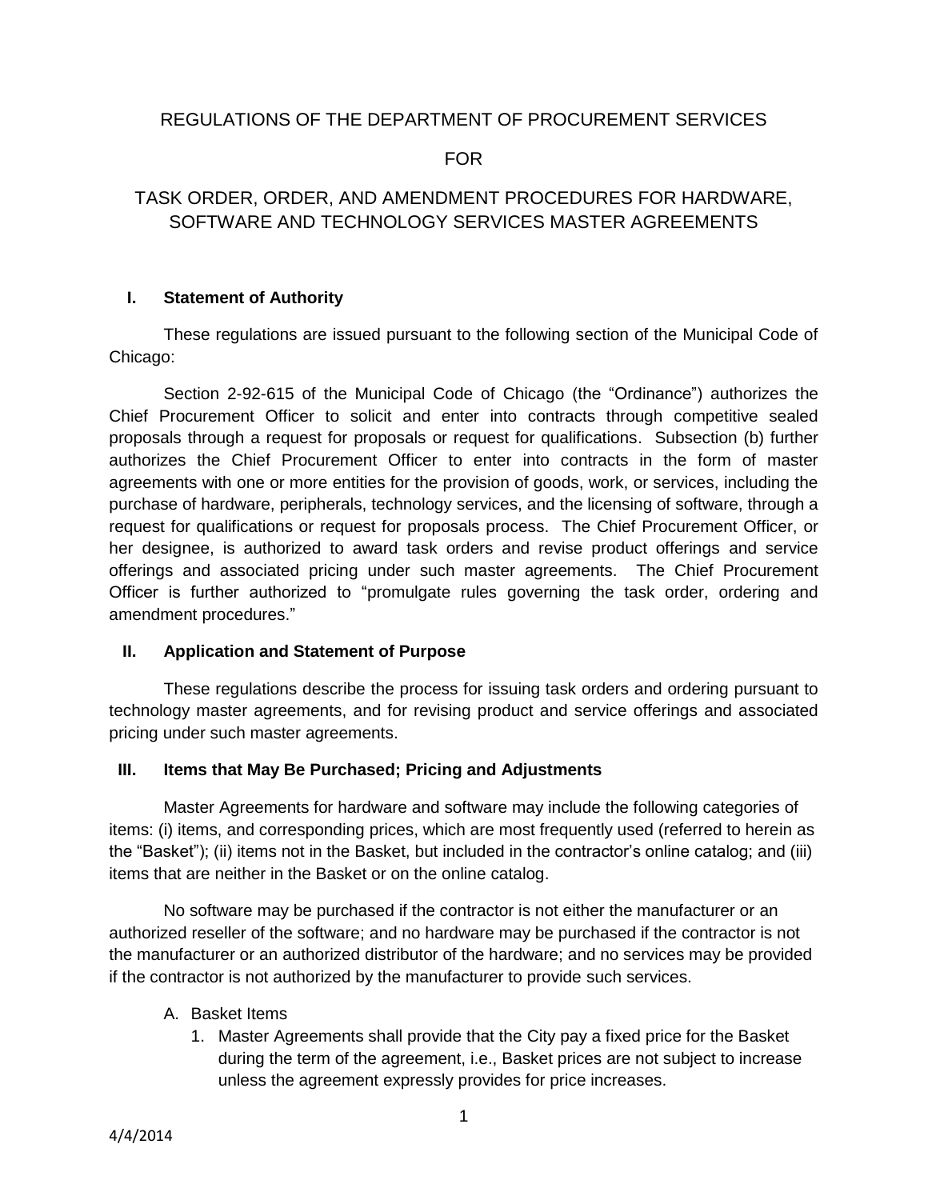# REGULATIONS OF THE DEPARTMENT OF PROCUREMENT SERVICES

# FOR

# TASK ORDER, ORDER, AND AMENDMENT PROCEDURES FOR HARDWARE, SOFTWARE AND TECHNOLOGY SERVICES MASTER AGREEMENTS

## I. Statement of Authority

These regulations are issued pursuant to the following section of the Municipal Code of Chicago:

Section 2-92-615 of the Municipal Code of Chicago (the "Ordinance") authorizes the Chief Procurement Officer to solicit and enter into contracts through competitive sealed proposals through a request for proposals or request for qualifications. Subsection (b) further authorizes the Chief Procurement Officer to enter into contracts in the form of master agreements with one or more entities for the provision of goods, work, or services, including the purchase of hardware, peripherals, technology services, and the licensing of software, through a request for qualifications or request for proposals process. The Chief Procurement Officer, or her designee, is authorized to award task orders and revise product offerings and service offerings and associated pricing under such master agreements. The Chief Procurement Officer is further authorized to "promulgate rules governing the task order, ordering and amendment procedures."

## II. Application and Statement of Purpose

These regulations describe the process for issuing task orders and ordering pursuant to technology master agreements, and for revising product and service offerings and associated pricing under such master agreements.

## III. Items that May Be Purchased; Pricing and Adjustments

Master Agreements for hardware and software may include the following categories of items: (i) items, and corresponding prices, which are most frequently used (referred to herein as the "Basket"); (ii) items not in the Basket, but included in the contractor's online catalog; and (iii) items that are neither in the Basket or on the online catalog.

No software may be purchased if the contractor is not either the manufacturer or an authorized reseller of the software; and no hardware may be purchased if the contractor is not the manufacturer or an authorized distributor of the hardware; and no services may be provided if the contractor is not authorized by the manufacturer to provide such services.

A. Basket Items
   1. Master Agreements shall provide that the City pay a fixed price for the Basket during the term of the agreement, i.e., Basket prices are not subject to increase unless the agreement expressly provides for price increases.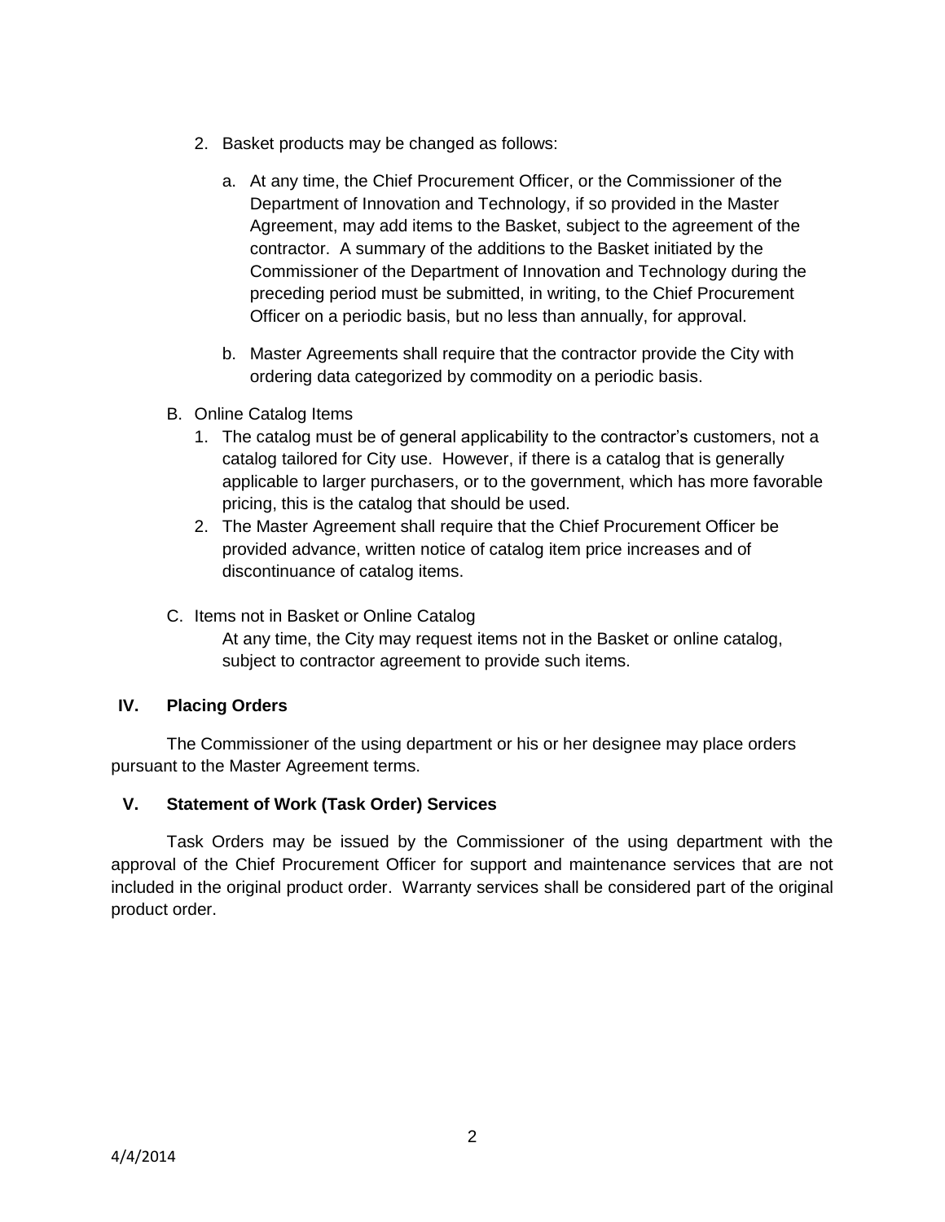2. Basket products may be changed as follows:

   a. At any time, the Chief Procurement Officer, or the Commissioner of the Department of Innovation and Technology, if so provided in the Master Agreement, may add items to the Basket, subject to the agreement of the contractor. A summary of the additions to the Basket initiated by the Commissioner of the Department of Innovation and Technology during the preceding period must be submitted, in writing, to the Chief Procurement Officer on a periodic basis, but no less than annually, for approval.

   b. Master Agreements shall require that the contractor provide the City with ordering data categorized by commodity on a periodic basis.

B. Online Catalog Items

1. The catalog must be of general applicability to the contractor's customers, not a catalog tailored for City use. However, if there is a catalog that is generally applicable to larger purchasers, or to the government, which has more favorable pricing, this is the catalog that should be used.
2. The Master Agreement shall require that the Chief Procurement Officer be provided advance, written notice of catalog item price increases and of discontinuance of catalog items.

C. Items not in Basket or Online Catalog

At any time, the City may request items not in the Basket or online catalog, subject to contractor agreement to provide such items.

## IV. Placing Orders

The Commissioner of the using department or his or her designee may place orders pursuant to the Master Agreement terms.

## V. Statement of Work (Task Order) Services

Task Orders may be issued by the Commissioner of the using department with the approval of the Chief Procurement Officer for support and maintenance services that are not included in the original product order. Warranty services shall be considered part of the original product order.

4/4/2014